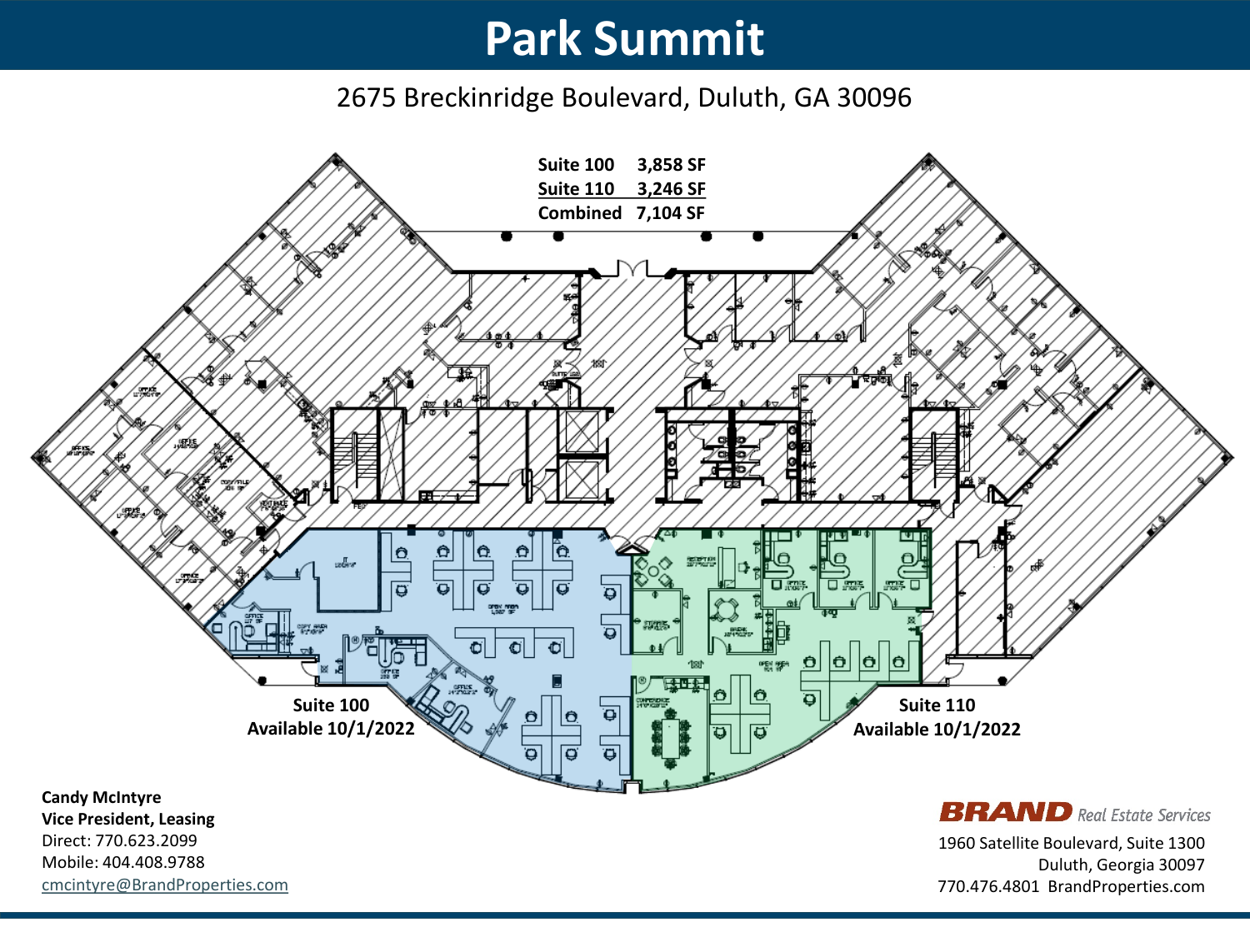# Park Summit

2675 Breckinridge Boulevard, Duluth, GA 30096

| Suite | SF |
|---|---|
| Suite 100 | 3,858 SF |
| Suite 110 | 3,246 SF |
| Combined | 7,104 SF |

**Suite 100**
**Available 10/1/2022**

**Suite 110**
**Available 10/1/2022**

**Candy McIntyre**
**Vice President, Leasing**
Direct: 770.623.2099
Mobile: 404.408.9788
cmcintyre@BrandProperties.com

**BRAND** *Real Estate Services*
1960 Satellite Boulevard, Suite 1300
Duluth, Georgia 30097
770.476.4801 BrandProperties.com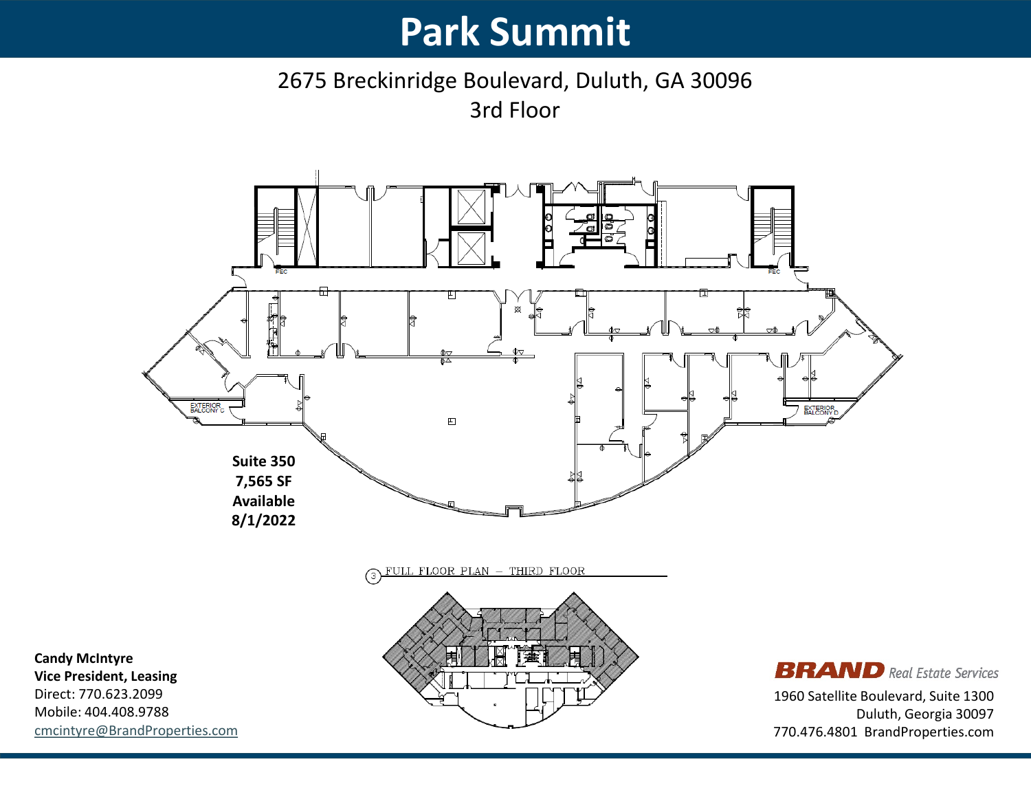# Park Summit

2675 Breckinridge Boulevard, Duluth, GA 30096

3rd Floor

**Suite 350**
**7,565 SF**
**Available**
**8/1/2022**

FULL FLOOR PLAN – THIRD FLOOR

**Candy McIntyre**
**Vice President, Leasing**
Direct: 770.623.2099
Mobile: 404.408.9788
cmcintyre@BrandProperties.com

**BRAND** *Real Estate Services*

1960 Satellite Boulevard, Suite 1300
Duluth, Georgia 30097
770.476.4801 BrandProperties.com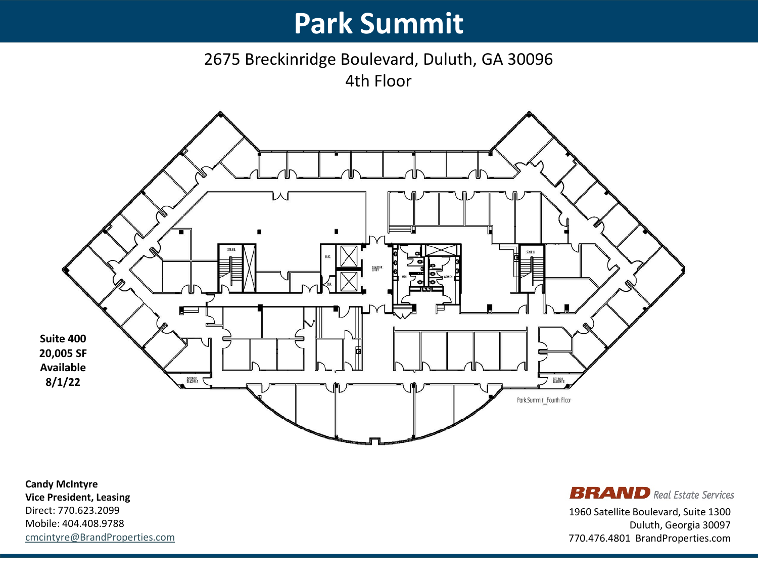# Park Summit

2675 Breckinridge Boulevard, Duluth, GA 30096
4th Floor

**Suite 400**
**20,005 SF**
**Available**
**8/1/22**

**Candy McIntyre**
**Vice President, Leasing**
Direct: 770.623.2099
Mobile: 404.408.9788
cmcintyre@BrandProperties.com

**BRAND** *Real Estate Services*
1960 Satellite Boulevard, Suite 1300
Duluth, Georgia 30097
770.476.4801 BrandProperties.com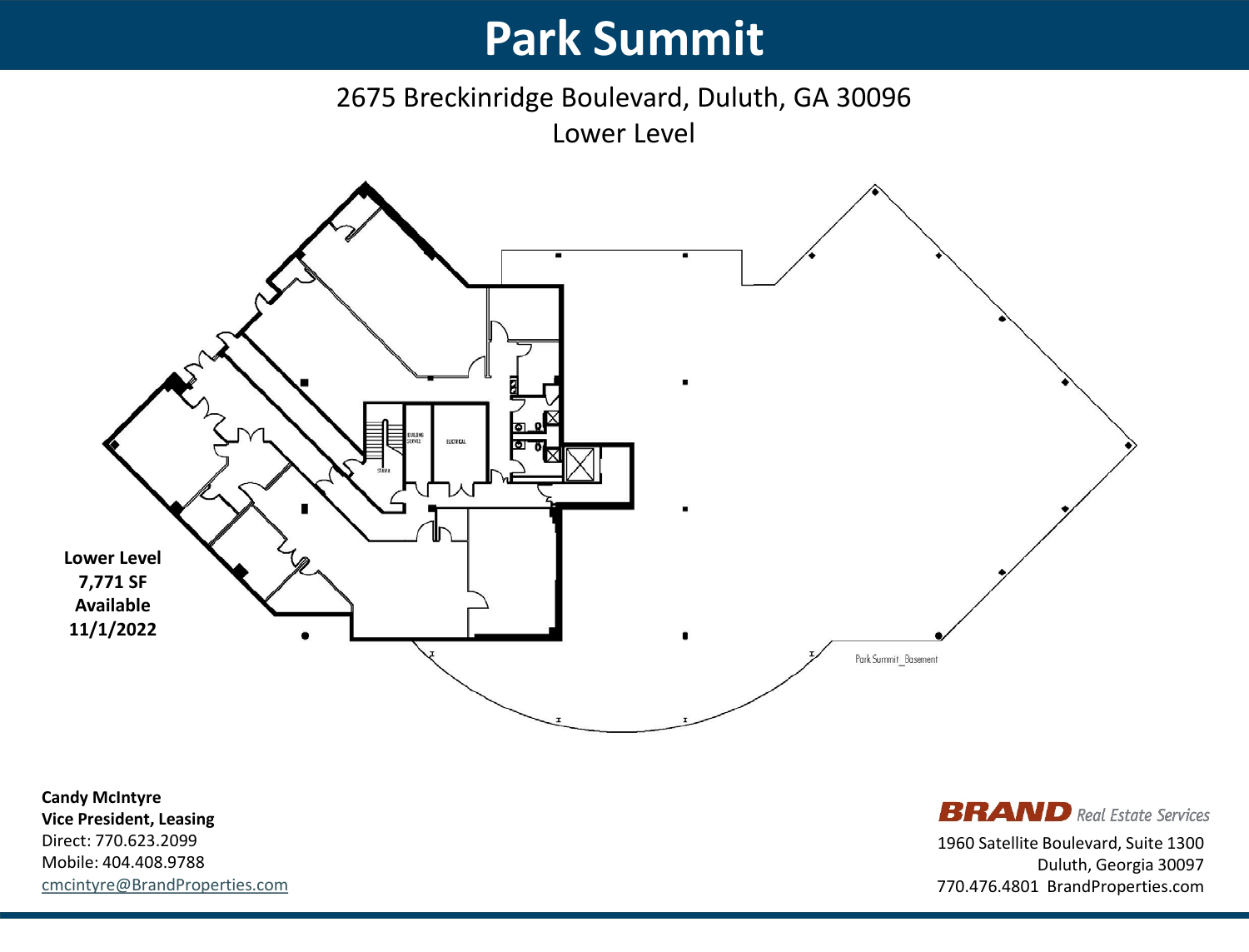# Park Summit

2675 Breckinridge Boulevard, Duluth, GA 30096

Lower Level

**Lower Level**
**7,771 SF**
**Available**
**11/1/2022**

**Candy McIntyre**
**Vice President, Leasing**
Direct: 770.623.2099
Mobile: 404.408.9788
cmcintyre@BrandProperties.com

**BRAND** *Real Estate Services*
1960 Satellite Boulevard, Suite 1300
Duluth, Georgia 30097
770.476.4801 BrandProperties.com